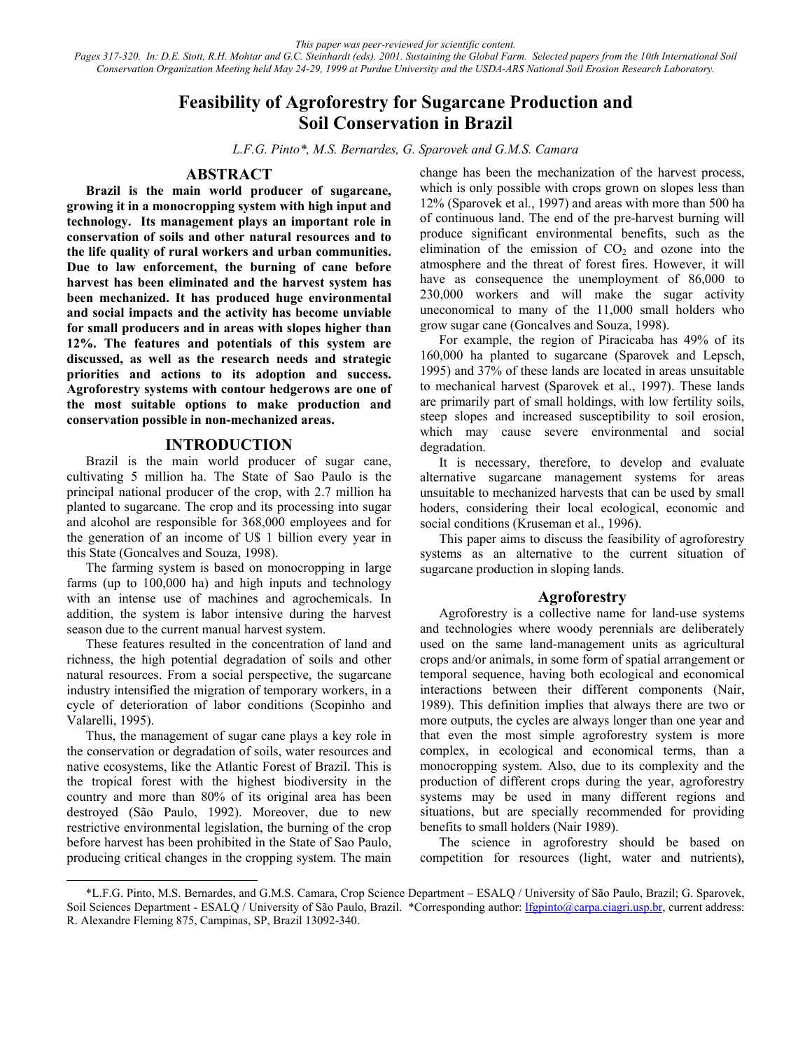*This paper was peer-reviewed for scientific content.*
*Pages 317-320. In: D.E. Stott, R.H. Mohtar and G.C. Steinhardt (eds). 2001. Sustaining the Global Farm. Selected papers from the 10th International Soil Conservation Organization Meeting held May 24-29, 1999 at Purdue University and the USDA-ARS National Soil Erosion Research Laboratory.*

# Feasibility of Agroforestry for Sugarcane Production and Soil Conservation in Brazil

*L.F.G. Pinto\*, M.S. Bernardes, G. Sparovek and G.M.S. Camara*

## ABSTRACT

**Brazil is the main world producer of sugarcane, growing it in a monocropping system with high input and technology. Its management plays an important role in conservation of soils and other natural resources and to the life quality of rural workers and urban communities. Due to law enforcement, the burning of cane before harvest has been eliminated and the harvest system has been mechanized. It has produced huge environmental and social impacts and the activity has become unviable for small producers and in areas with slopes higher than 12%. The features and potentials of this system are discussed, as well as the research needs and strategic priorities and actions to its adoption and success. Agroforestry systems with contour hedgerows are one of the most suitable options to make production and conservation possible in non-mechanized areas.**

## INTRODUCTION

Brazil is the main world producer of sugar cane, cultivating 5 million ha. The State of Sao Paulo is the principal national producer of the crop, with 2.7 million ha planted to sugarcane. The crop and its processing into sugar and alcohol are responsible for 368,000 employees and for the generation of an income of U$ 1 billion every year in this State (Goncalves and Souza, 1998).

The farming system is based on monocropping in large farms (up to 100,000 ha) and high inputs and technology with an intense use of machines and agrochemicals. In addition, the system is labor intensive during the harvest season due to the current manual harvest system.

These features resulted in the concentration of land and richness, the high potential degradation of soils and other natural resources. From a social perspective, the sugarcane industry intensified the migration of temporary workers, in a cycle of deterioration of labor conditions (Scopinho and Valarelli, 1995).

Thus, the management of sugar cane plays a key role in the conservation or degradation of soils, water resources and native ecosystems, like the Atlantic Forest of Brazil. This is the tropical forest with the highest biodiversity in the country and more than 80% of its original area has been destroyed (São Paulo, 1992). Moreover, due to new restrictive environmental legislation, the burning of the crop before harvest has been prohibited in the State of Sao Paulo, producing critical changes in the cropping system. The main change has been the mechanization of the harvest process, which is only possible with crops grown on slopes less than 12% (Sparovek et al., 1997) and areas with more than 500 ha of continuous land. The end of the pre-harvest burning will produce significant environmental benefits, such as the elimination of the emission of $CO_2$ and ozone into the atmosphere and the threat of forest fires. However, it will have as consequence the unemployment of 86,000 to 230,000 workers and will make the sugar activity uneconomical to many of the 11,000 small holders who grow sugar cane (Goncalves and Souza, 1998).

For example, the region of Piracicaba has 49% of its 160,000 ha planted to sugarcane (Sparovek and Lepsch, 1995) and 37% of these lands are located in areas unsuitable to mechanical harvest (Sparovek et al., 1997). These lands are primarily part of small holdings, with low fertility soils, steep slopes and increased susceptibility to soil erosion, which may cause severe environmental and social degradation.

It is necessary, therefore, to develop and evaluate alternative sugarcane management systems for areas unsuitable to mechanized harvests that can be used by small hoders, considering their local ecological, economic and social conditions (Kruseman et al., 1996).

This paper aims to discuss the feasibility of agroforestry systems as an alternative to the current situation of sugarcane production in sloping lands.

## Agroforestry

Agroforestry is a collective name for land-use systems and technologies where woody perennials are deliberately used on the same land-management units as agricultural crops and/or animals, in some form of spatial arrangement or temporal sequence, having both ecological and economical interactions between their different components (Nair, 1989). This definition implies that always there are two or more outputs, the cycles are always longer than one year and that even the most simple agroforestry system is more complex, in ecological and economical terms, than a monocropping system. Also, due to its complexity and the production of different crops during the year, agroforestry systems may be used in many different regions and situations, but are specially recommended for providing benefits to small holders (Nair 1989).

The science in agroforestry should be based on competition for resources (light, water and nutrients),

\*L.F.G. Pinto, M.S. Bernardes, and G.M.S. Camara, Crop Science Department – ESALQ / University of São Paulo, Brazil; G. Sparovek, Soil Sciences Department - ESALQ / University of São Paulo, Brazil. \*Corresponding author: lfgpinto@carpa.ciagri.usp.br, current address: R. Alexandre Fleming 875, Campinas, SP, Brazil 13092-340.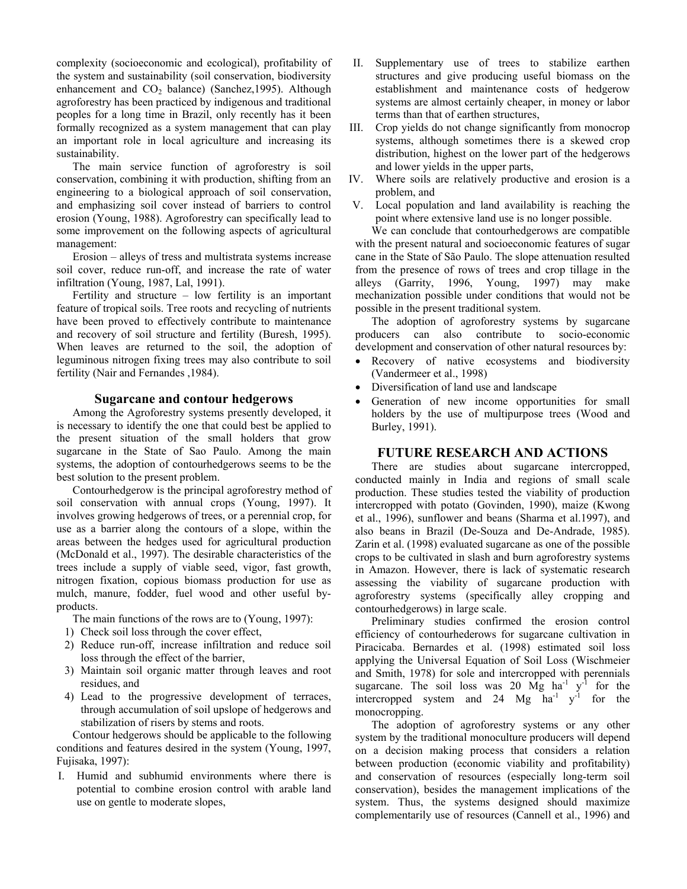complexity (socioeconomic and ecological), profitability of the system and sustainability (soil conservation, biodiversity enhancement and $CO_2$ balance) (Sanchez,1995). Although agroforestry has been practiced by indigenous and traditional peoples for a long time in Brazil, only recently has it been formally recognized as a system management that can play an important role in local agriculture and increasing its sustainability.

The main service function of agroforestry is soil conservation, combining it with production, shifting from an engineering to a biological approach of soil conservation, and emphasizing soil cover instead of barriers to control erosion (Young, 1988). Agroforestry can specifically lead to some improvement on the following aspects of agricultural management:

Erosion – alleys of tress and multistrata systems increase soil cover, reduce run-off, and increase the rate of water infiltration (Young, 1987, Lal, 1991).

Fertility and structure – low fertility is an important feature of tropical soils. Tree roots and recycling of nutrients have been proved to effectively contribute to maintenance and recovery of soil structure and fertility (Buresh, 1995). When leaves are returned to the soil, the adoption of leguminous nitrogen fixing trees may also contribute to soil fertility (Nair and Fernandes ,1984).

## Sugarcane and contour hedgerows

Among the Agroforestry systems presently developed, it is necessary to identify the one that could best be applied to the present situation of the small holders that grow sugarcane in the State of Sao Paulo. Among the main systems, the adoption of contourhedgerows seems to be the best solution to the present problem.

Contourhedgerow is the principal agroforestry method of soil conservation with annual crops (Young, 1997). It involves growing hedgerows of trees, or a perennial crop, for use as a barrier along the contours of a slope, within the areas between the hedges used for agricultural production (McDonald et al., 1997). The desirable characteristics of the trees include a supply of viable seed, vigor, fast growth, nitrogen fixation, copious biomass production for use as mulch, manure, fodder, fuel wood and other useful by-products.

The main functions of the rows are to (Young, 1997):

1) Check soil loss through the cover effect,
2) Reduce run-off, increase infiltration and reduce soil loss through the effect of the barrier,
3) Maintain soil organic matter through leaves and root residues, and
4) Lead to the progressive development of terraces, through accumulation of soil upslope of hedgerows and stabilization of risers by stems and roots.

Contour hedgerows should be applicable to the following conditions and features desired in the system (Young, 1997, Fujisaka, 1997):

I. Humid and subhumid environments where there is potential to combine erosion control with arable land use on gentle to moderate slopes,
II. Supplementary use of trees to stabilize earthen structures and give producing useful biomass on the establishment and maintenance costs of hedgerow systems are almost certainly cheaper, in money or labor terms than that of earthen structures,
III. Crop yields do not change significantly from monocrop systems, although sometimes there is a skewed crop distribution, highest on the lower part of the hedgerows and lower yields in the upper parts,
IV. Where soils are relatively productive and erosion is a problem, and
V. Local population and land availability is reaching the point where extensive land use is no longer possible.

We can conclude that contourhedgerows are compatible with the present natural and socioeconomic features of sugar cane in the State of São Paulo. The slope attenuation resulted from the presence of rows of trees and crop tillage in the alleys (Garrity, 1996, Young, 1997) may make mechanization possible under conditions that would not be possible in the present traditional system.

The adoption of agroforestry systems by sugarcane producers can also contribute to socio-economic development and conservation of other natural resources by:

- Recovery of native ecosystems and biodiversity (Vandermeer et al., 1998)
- Diversification of land use and landscape
- Generation of new income opportunities for small holders by the use of multipurpose trees (Wood and Burley, 1991).

# FUTURE RESEARCH AND ACTIONS

There are studies about sugarcane intercropped, conducted mainly in India and regions of small scale production. These studies tested the viability of production intercropped with potato (Govinden, 1990), maize (Kwong et al., 1996), sunflower and beans (Sharma et al.1997), and also beans in Brazil (De-Souza and De-Andrade, 1985). Zarin et al. (1998) evaluated sugarcane as one of the possible crops to be cultivated in slash and burn agroforestry systems in Amazon. However, there is lack of systematic research assessing the viability of sugarcane production with agroforestry systems (specifically alley cropping and contourhedgerows) in large scale.

Preliminary studies confirmed the erosion control efficiency of contourhederows for sugarcane cultivation in Piracicaba. Bernardes et al. (1998) estimated soil loss applying the Universal Equation of Soil Loss (Wischmeier and Smith, 1978) for sole and intercropped with perennials sugarcane. The soil loss was 20 $Mg\ ha^{-1}\ y^{-1}$ for the intercropped system and 24 $Mg\ ha^{-1}\ y^{-1}$ for the monocropping.

The adoption of agroforestry systems or any other system by the traditional monoculture producers will depend on a decision making process that considers a relation between production (economic viability and profitability) and conservation of resources (especially long-term soil conservation), besides the management implications of the system. Thus, the systems designed should maximize complementarily use of resources (Cannell et al., 1996) and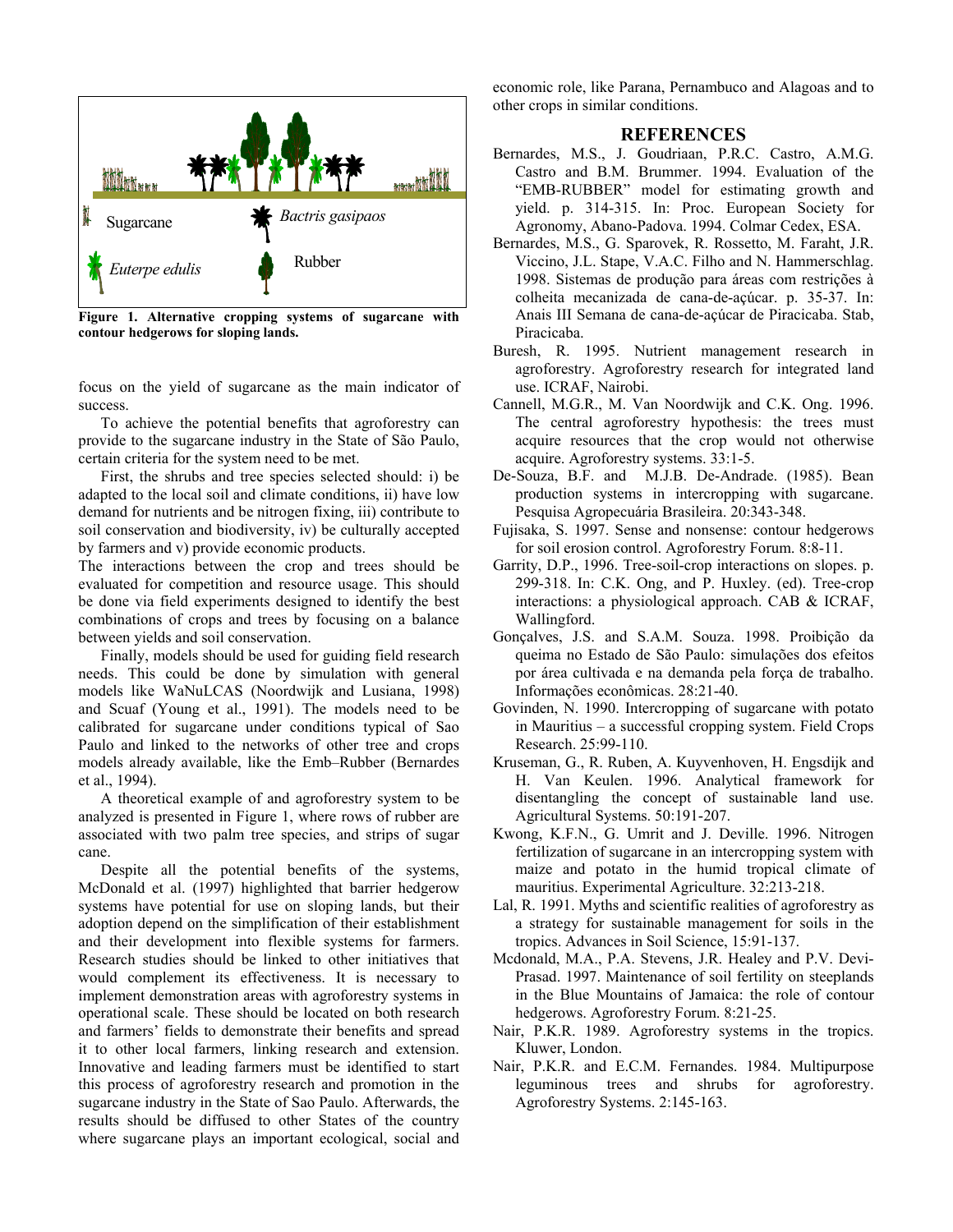Figure 1. Alternative cropping systems of sugarcane with contour hedgerows for sloping lands.

focus on the yield of sugarcane as the main indicator of success.

To achieve the potential benefits that agroforestry can provide to the sugarcane industry in the State of São Paulo, certain criteria for the system need to be met.

First, the shrubs and tree species selected should: i) be adapted to the local soil and climate conditions, ii) have low demand for nutrients and be nitrogen fixing, iii) contribute to soil conservation and biodiversity, iv) be culturally accepted by farmers and v) provide economic products.

The interactions between the crop and trees should be evaluated for competition and resource usage. This should be done via field experiments designed to identify the best combinations of crops and trees by focusing on a balance between yields and soil conservation.

Finally, models should be used for guiding field research needs. This could be done by simulation with general models like WaNuLCAS (Noordwijk and Lusiana, 1998) and Scuaf (Young et al., 1991). The models need to be calibrated for sugarcane under conditions typical of Sao Paulo and linked to the networks of other tree and crops models already available, like the Emb–Rubber (Bernardes et al., 1994).

A theoretical example of and agroforestry system to be analyzed is presented in Figure 1, where rows of rubber are associated with two palm tree species, and strips of sugar cane.

Despite all the potential benefits of the systems, McDonald et al. (1997) highlighted that barrier hedgerow systems have potential for use on sloping lands, but their adoption depend on the simplification of their establishment and their development into flexible systems for farmers. Research studies should be linked to other initiatives that would complement its effectiveness. It is necessary to implement demonstration areas with agroforestry systems in operational scale. These should be located on both research and farmers' fields to demonstrate their benefits and spread it to other local farmers, linking research and extension. Innovative and leading farmers must be identified to start this process of agroforestry research and promotion in the sugarcane industry in the State of Sao Paulo. Afterwards, the results should be diffused to other States of the country where sugarcane plays an important ecological, social and economic role, like Parana, Pernambuco and Alagoas and to other crops in similar conditions.

## REFERENCES

Bernardes, M.S., J. Goudriaan, P.R.C. Castro, A.M.G. Castro and B.M. Brummer. 1994. Evaluation of the "EMB-RUBBER" model for estimating growth and yield. p. 314-315. In: Proc. European Society for Agronomy, Abano-Padova. 1994. Colmar Cedex, ESA.

Bernardes, M.S., G. Sparovek, R. Rossetto, M. Faraht, J.R. Viccino, J.L. Stape, V.A.C. Filho and N. Hammerschlag. 1998. Sistemas de produção para áreas com restrições à colheita mecanizada de cana-de-açúcar. p. 35-37. In: Anais III Semana de cana-de-açúcar de Piracicaba. Stab, Piracicaba.

Buresh, R. 1995. Nutrient management research in agroforestry. Agroforestry research for integrated land use. ICRAF, Nairobi.

Cannell, M.G.R., M. Van Noordwijk and C.K. Ong. 1996. The central agroforestry hypothesis: the trees must acquire resources that the crop would not otherwise acquire. Agroforestry systems. 33:1-5.

De-Souza, B.F. and M.J.B. De-Andrade. (1985). Bean production systems in intercropping with sugarcane. Pesquisa Agropecuária Brasileira. 20:343-348.

Fujisaka, S. 1997. Sense and nonsense: contour hedgerows for soil erosion control. Agroforestry Forum. 8:8-11.

Garrity, D.P., 1996. Tree-soil-crop interactions on slopes. p. 299-318. In: C.K. Ong, and P. Huxley. (ed). Tree-crop interactions: a physiological approach. CAB & ICRAF, Wallingford.

Gonçalves, J.S. and S.A.M. Souza. 1998. Proibição da queima no Estado de São Paulo: simulações dos efeitos por área cultivada e na demanda pela força de trabalho. Informações econômicas. 28:21-40.

Govinden, N. 1990. Intercropping of sugarcane with potato in Mauritius – a successful cropping system. Field Crops Research. 25:99-110.

Kruseman, G., R. Ruben, A. Kuyvenhoven, H. Engsdijk and H. Van Keulen. 1996. Analytical framework for disentangling the concept of sustainable land use. Agricultural Systems. 50:191-207.

Kwong, K.F.N., G. Umrit and J. Deville. 1996. Nitrogen fertilization of sugarcane in an intercropping system with maize and potato in the humid tropical climate of mauritius. Experimental Agriculture. 32:213-218.

Lal, R. 1991. Myths and scientific realities of agroforestry as a strategy for sustainable management for soils in the tropics. Advances in Soil Science, 15:91-137.

Mcdonald, M.A., P.A. Stevens, J.R. Healey and P.V. Devi-Prasad. 1997. Maintenance of soil fertility on steeplands in the Blue Mountains of Jamaica: the role of contour hedgerows. Agroforestry Forum. 8:21-25.

Nair, P.K.R. 1989. Agroforestry systems in the tropics. Kluwer, London.

Nair, P.K.R. and E.C.M. Fernandes. 1984. Multipurpose leguminous trees and shrubs for agroforestry. Agroforestry Systems. 2:145-163.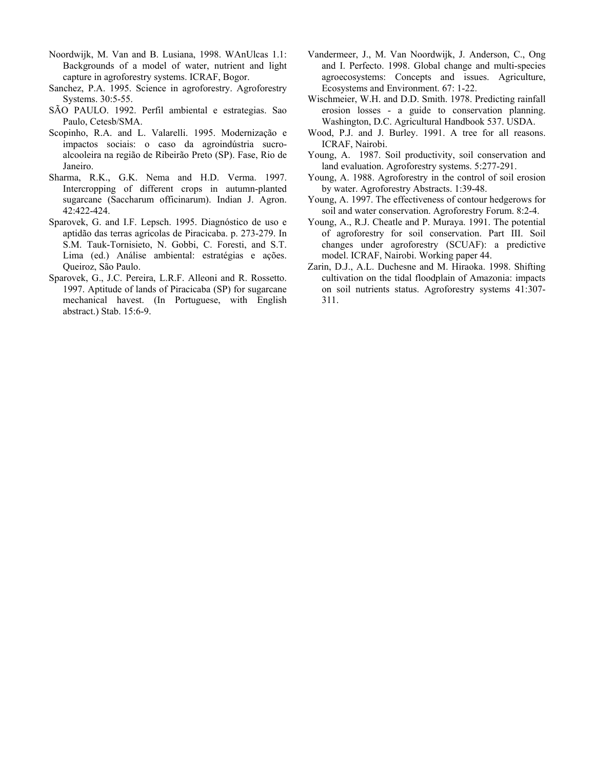Noordwijk, M. Van and B. Lusiana, 1998. WAnUlcas 1.1: Backgrounds of a model of water, nutrient and light capture in agroforestry systems. ICRAF, Bogor.

Sanchez, P.A. 1995. Science in agroforestry. Agroforestry Systems. 30:5-55.

SÃO PAULO. 1992. Perfil ambiental e estrategias. Sao Paulo, Cetesb/SMA.

Scopinho, R.A. and L. Valarelli. 1995. Modernização e impactos sociais: o caso da agroindústria sucro-alcooleira na região de Ribeirão Preto (SP). Fase, Rio de Janeiro.

Sharma, R.K., G.K. Nema and H.D. Verma. 1997. Intercropping of different crops in autumn-planted sugarcane (Saccharum officinarum). Indian J. Agron. 42:422-424.

Sparovek, G. and I.F. Lepsch. 1995. Diagnóstico de uso e aptidão das terras agrícolas de Piracicaba. p. 273-279. In S.M. Tauk-Tornisieto, N. Gobbi, C. Foresti, and S.T. Lima (ed.) Análise ambiental: estratégias e ações. Queiroz, São Paulo.

Sparovek, G., J.C. Pereira, L.R.F. Alleoni and R. Rossetto. 1997. Aptitude of lands of Piracicaba (SP) for sugarcane mechanical havest. (In Portuguese, with English abstract.) Stab. 15:6-9.

Vandermeer, J., M. Van Noordwijk, J. Anderson, C., Ong and I. Perfecto. 1998. Global change and multi-species agroecosystems: Concepts and issues. Agriculture, Ecosystems and Environment. 67: 1-22.

Wischmeier, W.H. and D.D. Smith. 1978. Predicting rainfall erosion losses - a guide to conservation planning. Washington, D.C. Agricultural Handbook 537. USDA.

Wood, P.J. and J. Burley. 1991. A tree for all reasons. ICRAF, Nairobi.

Young, A. 1987. Soil productivity, soil conservation and land evaluation. Agroforestry systems. 5:277-291.

Young, A. 1988. Agroforestry in the control of soil erosion by water. Agroforestry Abstracts. 1:39-48.

Young, A. 1997. The effectiveness of contour hedgerows for soil and water conservation. Agroforestry Forum. 8:2-4.

Young, A., R.J. Cheatle and P. Muraya. 1991. The potential of agroforestry for soil conservation. Part III. Soil changes under agroforestry (SCUAF): a predictive model. ICRAF, Nairobi. Working paper 44.

Zarin, D.J., A.L. Duchesne and M. Hiraoka. 1998. Shifting cultivation on the tidal floodplain of Amazonia: impacts on soil nutrients status. Agroforestry systems 41:307-311.